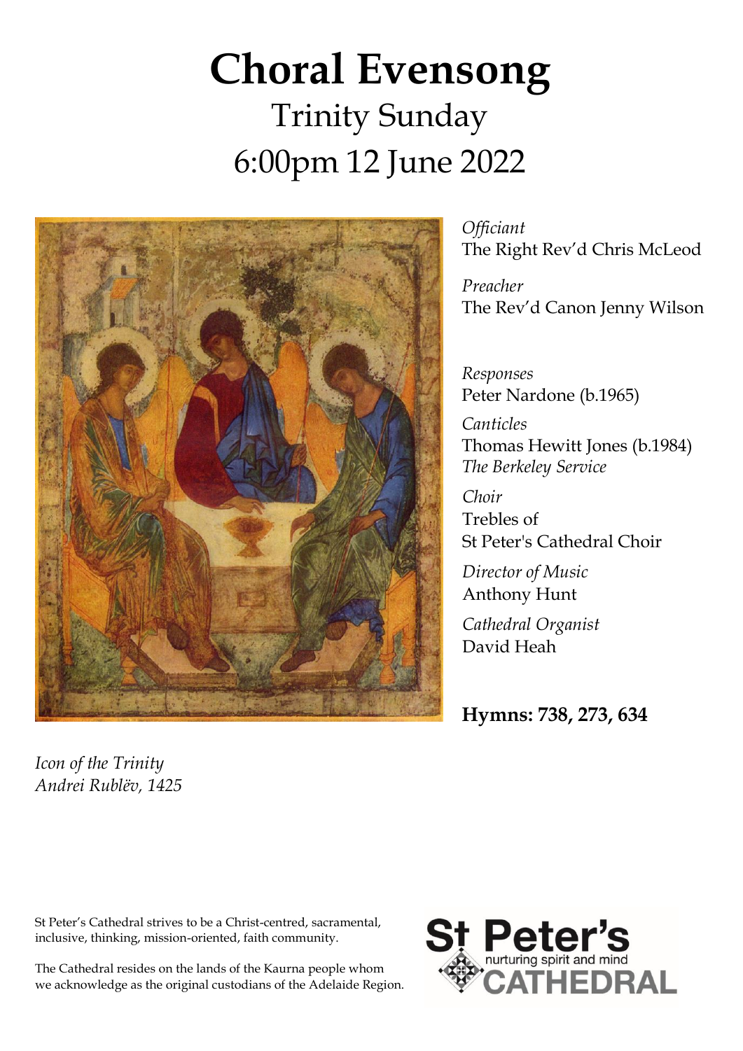# Choral Evensong

## Trinity Sunday

## 6:00pm 12 June 2022

*Icon of the Trinity*
*Andrei Rublëv, 1425*

*Officiant*
The Right Rev'd Chris McLeod

*Preacher*
The Rev'd Canon Jenny Wilson

*Responses*
Peter Nardone (b.1965)

*Canticles*
Thomas Hewitt Jones (b.1984)
*The Berkeley Service*

*Choir*
Trebles of
St Peter's Cathedral Choir

*Director of Music*
Anthony Hunt

*Cathedral Organist*
David Heah

**Hymns: 738, 273, 634**

St Peter's Cathedral strives to be a Christ-centred, sacramental, inclusive, thinking, mission-oriented, faith community.

The Cathedral resides on the lands of the Kaurna people whom we acknowledge as the original custodians of the Adelaide Region.

St Peter's
nurturing spirit and mind
CATHEDRAL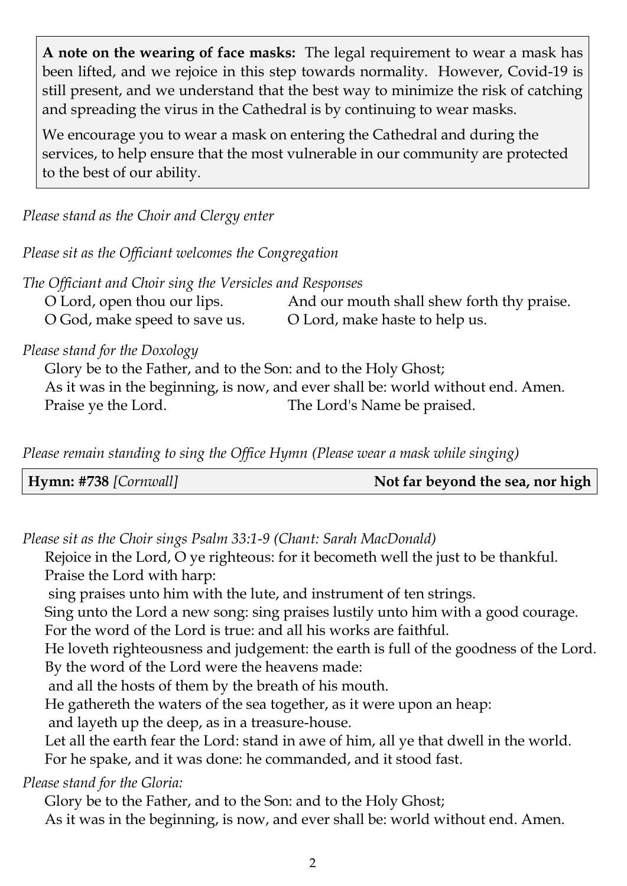**A note on the wearing of face masks:** The legal requirement to wear a mask has been lifted, and we rejoice in this step towards normality. However, Covid-19 is still present, and we understand that the best way to minimize the risk of catching and spreading the virus in the Cathedral is by continuing to wear masks.

We encourage you to wear a mask on entering the Cathedral and during the services, to help ensure that the most vulnerable in our community are protected to the best of our ability.

*Please stand as the Choir and Clergy enter*

*Please sit as the Officiant welcomes the Congregation*

*The Officiant and Choir sing the Versicles and Responses*

O Lord, open thou our lips. — And our mouth shall shew forth thy praise.
O God, make speed to save us. — O Lord, make haste to help us.

*Please stand for the Doxology*

Glory be to the Father, and to the Son: and to the Holy Ghost;
As it was in the beginning, is now, and ever shall be: world without end. Amen.
Praise ye the Lord. — The Lord's Name be praised.

*Please remain standing to sing the Office Hymn (Please wear a mask while singing)*

**Hymn: #738** *[Cornwall]* — **Not far beyond the sea, nor high**

*Please sit as the Choir sings Psalm 33:1-9 (Chant: Sarah MacDonald)*

Rejoice in the Lord, O ye righteous: for it becometh well the just to be thankful.
Praise the Lord with harp:
sing praises unto him with the lute, and instrument of ten strings.
Sing unto the Lord a new song: sing praises lustily unto him with a good courage.
For the word of the Lord is true: and all his works are faithful.
He loveth righteousness and judgement: the earth is full of the goodness of the Lord.
By the word of the Lord were the heavens made:
and all the hosts of them by the breath of his mouth.
He gathereth the waters of the sea together, as it were upon an heap:
and layeth up the deep, as in a treasure-house.
Let all the earth fear the Lord: stand in awe of him, all ye that dwell in the world.
For he spake, and it was done: he commanded, and it stood fast.

*Please stand for the Gloria:*

Glory be to the Father, and to the Son: and to the Holy Ghost;
As it was in the beginning, is now, and ever shall be: world without end. Amen.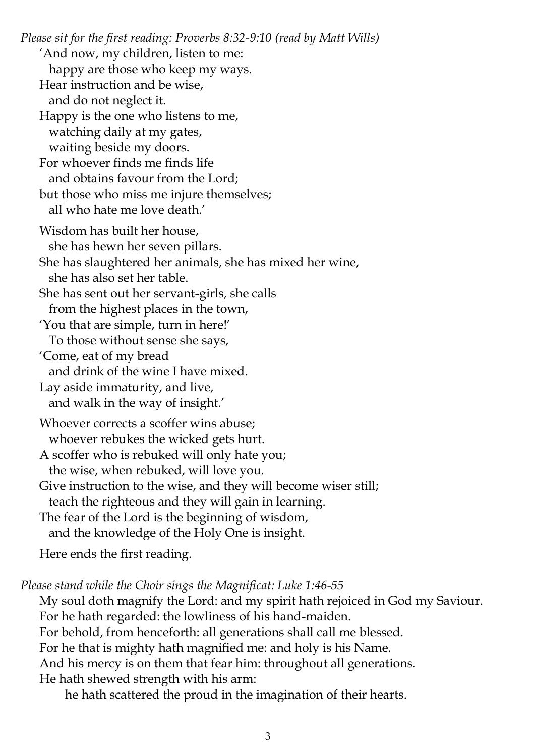*Please sit for the first reading: Proverbs 8:32-9:10 (read by Matt Wills)*

'And now, my children, listen to me:
  happy are those who keep my ways.
Hear instruction and be wise,
  and do not neglect it.
Happy is the one who listens to me,
  watching daily at my gates,
  waiting beside my doors.
For whoever finds me finds life
  and obtains favour from the Lord;
but those who miss me injure themselves;
  all who hate me love death.'

Wisdom has built her house,
  she has hewn her seven pillars.
She has slaughtered her animals, she has mixed her wine,
  she has also set her table.
She has sent out her servant-girls, she calls
  from the highest places in the town,
'You that are simple, turn in here!'
  To those without sense she says,
'Come, eat of my bread
  and drink of the wine I have mixed.
Lay aside immaturity, and live,
  and walk in the way of insight.'

Whoever corrects a scoffer wins abuse;
  whoever rebukes the wicked gets hurt.
A scoffer who is rebuked will only hate you;
  the wise, when rebuked, will love you.
Give instruction to the wise, and they will become wiser still;
  teach the righteous and they will gain in learning.
The fear of the Lord is the beginning of wisdom,
  and the knowledge of the Holy One is insight.

Here ends the first reading.

*Please stand while the Choir sings the Magnificat: Luke 1:46-55*

My soul doth magnify the Lord: and my spirit hath rejoiced in God my Saviour.
For he hath regarded: the lowliness of his hand-maiden.
For behold, from henceforth: all generations shall call me blessed.
For he that is mighty hath magnified me: and holy is his Name.
And his mercy is on them that fear him: throughout all generations.
He hath shewed strength with his arm:
  he hath scattered the proud in the imagination of their hearts.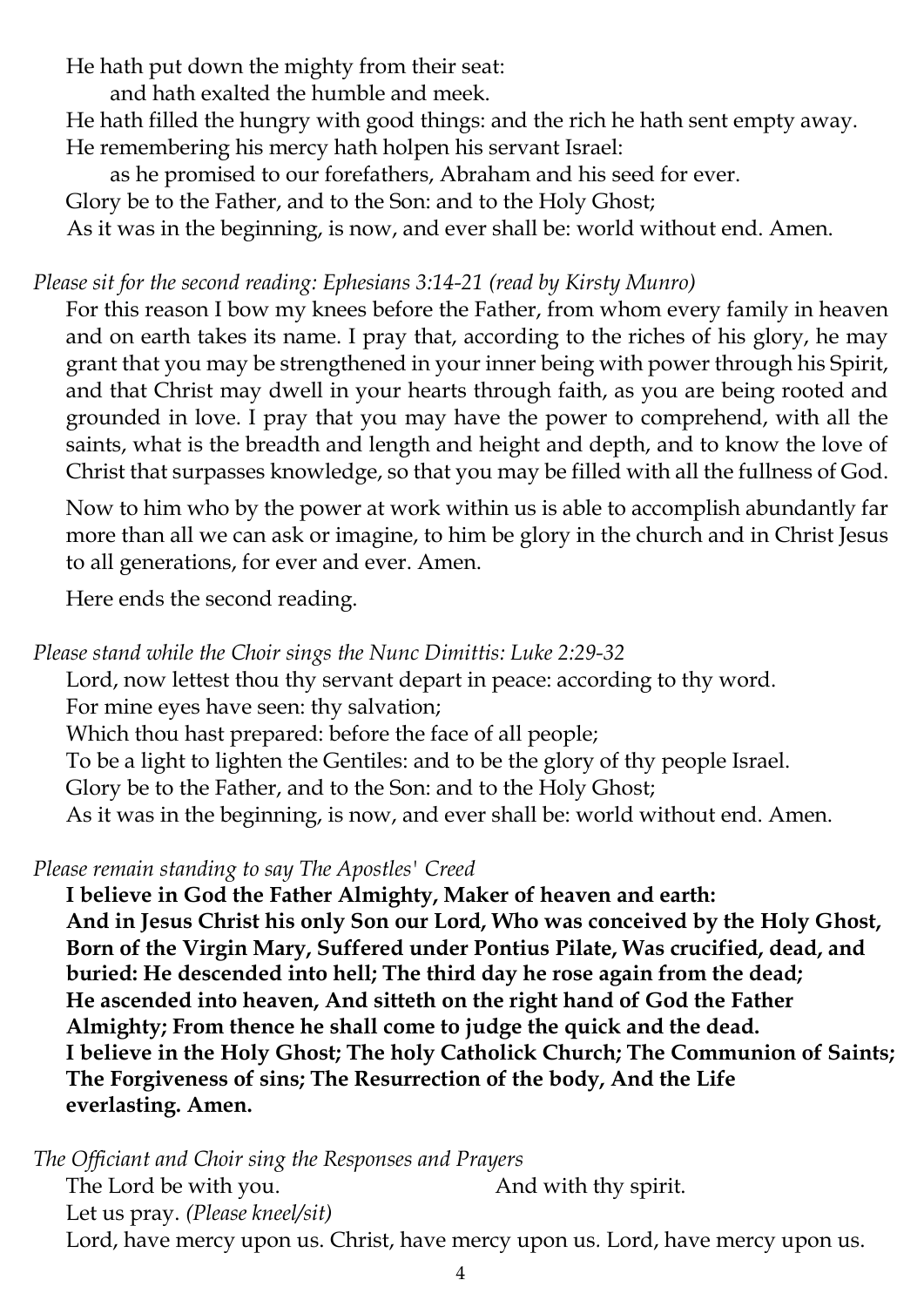He hath put down the mighty from their seat:
    and hath exalted the humble and meek.
He hath filled the hungry with good things: and the rich he hath sent empty away.
He remembering his mercy hath holpen his servant Israel:
    as he promised to our forefathers, Abraham and his seed for ever.
Glory be to the Father, and to the Son: and to the Holy Ghost;
As it was in the beginning, is now, and ever shall be: world without end. Amen.

*Please sit for the second reading: Ephesians 3:14-21 (read by Kirsty Munro)*

For this reason I bow my knees before the Father, from whom every family in heaven and on earth takes its name. I pray that, according to the riches of his glory, he may grant that you may be strengthened in your inner being with power through his Spirit, and that Christ may dwell in your hearts through faith, as you are being rooted and grounded in love. I pray that you may have the power to comprehend, with all the saints, what is the breadth and length and height and depth, and to know the love of Christ that surpasses knowledge, so that you may be filled with all the fullness of God.

Now to him who by the power at work within us is able to accomplish abundantly far more than all we can ask or imagine, to him be glory in the church and in Christ Jesus to all generations, for ever and ever. Amen.

Here ends the second reading.

*Please stand while the Choir sings the Nunc Dimittis: Luke 2:29-32*

Lord, now lettest thou thy servant depart in peace: according to thy word.
For mine eyes have seen: thy salvation;
Which thou hast prepared: before the face of all people;
To be a light to lighten the Gentiles: and to be the glory of thy people Israel.
Glory be to the Father, and to the Son: and to the Holy Ghost;
As it was in the beginning, is now, and ever shall be: world without end. Amen.

*Please remain standing to say The Apostles' Creed*

**I believe in God the Father Almighty, Maker of heaven and earth:**
**And in Jesus Christ his only Son our Lord, Who was conceived by the Holy Ghost, Born of the Virgin Mary, Suffered under Pontius Pilate, Was crucified, dead, and buried: He descended into hell; The third day he rose again from the dead; He ascended into heaven, And sitteth on the right hand of God the Father Almighty; From thence he shall come to judge the quick and the dead.**
**I believe in the Holy Ghost; The holy Catholick Church; The Communion of Saints; The Forgiveness of sins; The Resurrection of the body, And the Life everlasting. Amen.**

*The Officiant and Choir sing the Responses and Prayers*

The Lord be with you. And with thy spirit.
Let us pray. *(Please kneel/sit)*
Lord, have mercy upon us. Christ, have mercy upon us. Lord, have mercy upon us.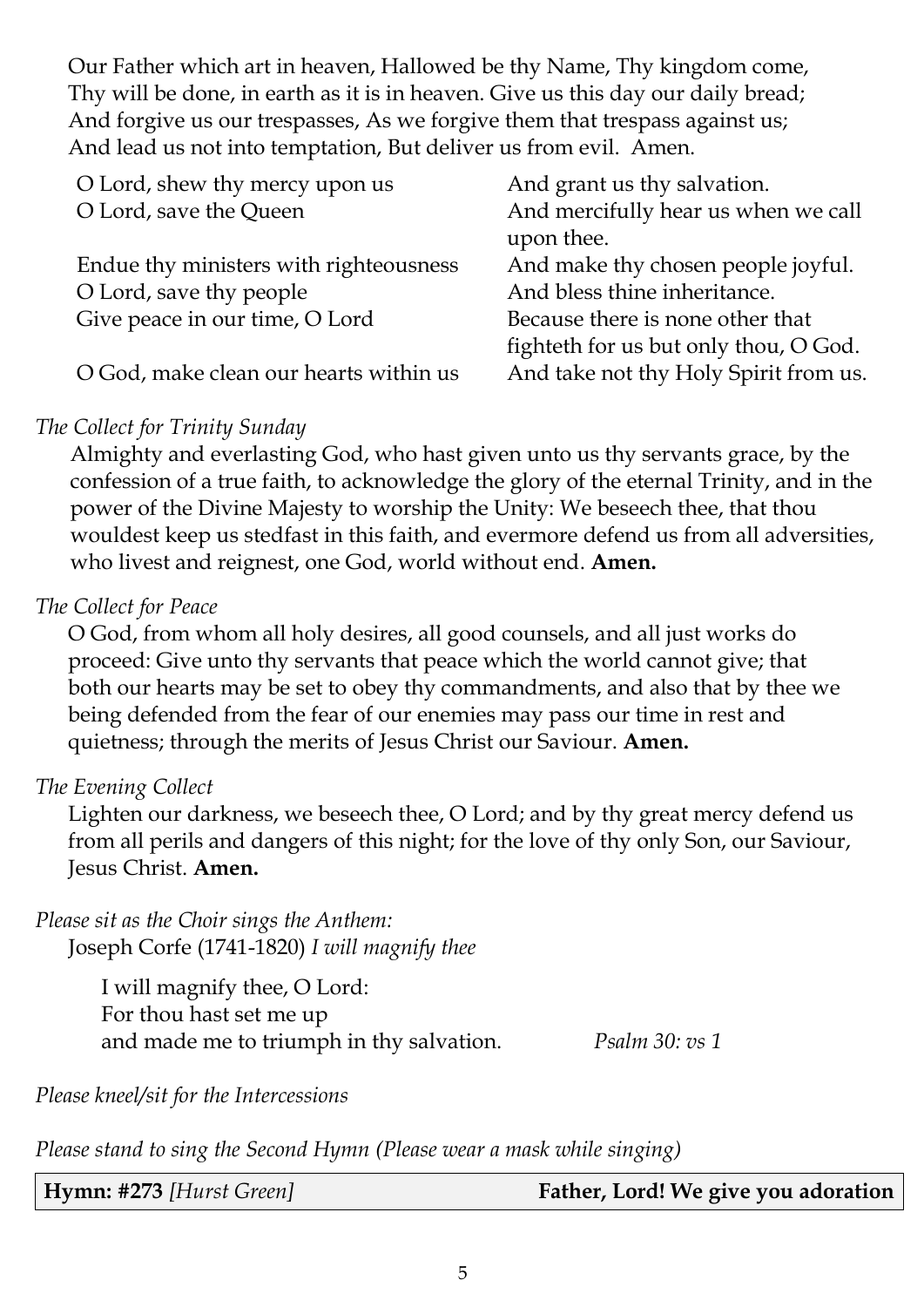Our Father which art in heaven, Hallowed be thy Name, Thy kingdom come, Thy will be done, in earth as it is in heaven. Give us this day our daily bread; And forgive us our trespasses, As we forgive them that trespass against us; And lead us not into temptation, But deliver us from evil. Amen.

| | |
|---|---|
| O Lord, shew thy mercy upon us | And grant us thy salvation. |
| O Lord, save the Queen | And mercifully hear us when we call upon thee. |
| Endue thy ministers with righteousness | And make thy chosen people joyful. |
| O Lord, save thy people | And bless thine inheritance. |
| Give peace in our time, O Lord | Because there is none other that fighteth for us but only thou, O God. |
| O God, make clean our hearts within us | And take not thy Holy Spirit from us. |

*The Collect for Trinity Sunday*

Almighty and everlasting God, who hast given unto us thy servants grace, by the confession of a true faith, to acknowledge the glory of the eternal Trinity, and in the power of the Divine Majesty to worship the Unity: We beseech thee, that thou wouldest keep us stedfast in this faith, and evermore defend us from all adversities, who livest and reignest, one God, world without end. **Amen.**

*The Collect for Peace*

O God, from whom all holy desires, all good counsels, and all just works do proceed: Give unto thy servants that peace which the world cannot give; that both our hearts may be set to obey thy commandments, and also that by thee we being defended from the fear of our enemies may pass our time in rest and quietness; through the merits of Jesus Christ our Saviour. **Amen.**

*The Evening Collect*

Lighten our darkness, we beseech thee, O Lord; and by thy great mercy defend us from all perils and dangers of this night; for the love of thy only Son, our Saviour, Jesus Christ. **Amen.**

*Please sit as the Choir sings the Anthem:*

Joseph Corfe (1741-1820) *I will magnify thee*

I will magnify thee, O Lord:
For thou hast set me up
and made me to triumph in thy salvation. *Psalm 30: vs 1*

*Please kneel/sit for the Intercessions*

*Please stand to sing the Second Hymn (Please wear a mask while singing)*

**Hymn: #273** *[Hurst Green]* **Father, Lord! We give you adoration**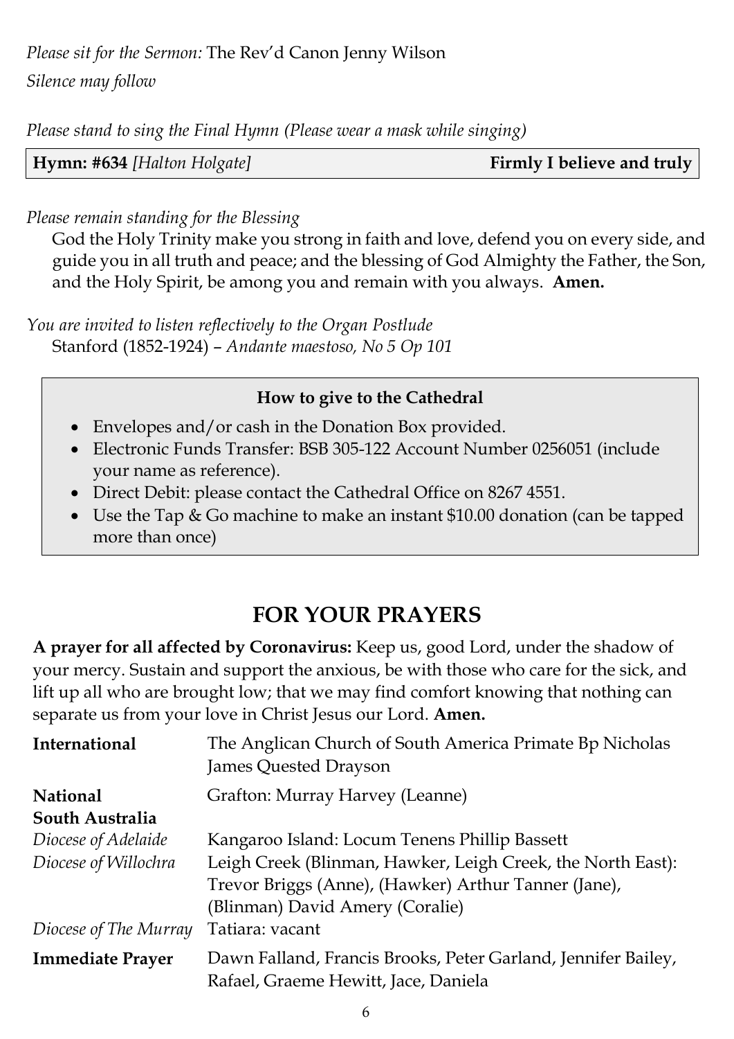*Please sit for the Sermon:* The Rev'd Canon Jenny Wilson

*Silence may follow*

*Please stand to sing the Final Hymn (Please wear a mask while singing)*

| **Hymn: #634** *[Halton Holgate]* | **Firmly I believe and truly** |
|---|---|

*Please remain standing for the Blessing*

God the Holy Trinity make you strong in faith and love, defend you on every side, and guide you in all truth and peace; and the blessing of God Almighty the Father, the Son, and the Holy Spirit, be among you and remain with you always. **Amen.**

*You are invited to listen reflectively to the Organ Postlude*

Stanford (1852-1924) – *Andante maestoso, No 5 Op 101*

### How to give to the Cathedral

- Envelopes and/or cash in the Donation Box provided.
- Electronic Funds Transfer: BSB 305-122 Account Number 0256051 (include your name as reference).
- Direct Debit: please contact the Cathedral Office on 8267 4551.
- Use the Tap & Go machine to make an instant $10.00 donation (can be tapped more than once)

## FOR YOUR PRAYERS

**A prayer for all affected by Coronavirus:** Keep us, good Lord, under the shadow of your mercy. Sustain and support the anxious, be with those who care for the sick, and lift up all who are brought low; that we may find comfort knowing that nothing can separate us from your love in Christ Jesus our Lord. **Amen.**

| | |
|---|---|
| **International** | The Anglican Church of South America Primate Bp Nicholas James Quested Drayson |
| **National** | Grafton: Murray Harvey (Leanne) |
| **South Australia** | |
| *Diocese of Adelaide* | Kangaroo Island: Locum Tenens Phillip Bassett |
| *Diocese of Willochra* | Leigh Creek (Blinman, Hawker, Leigh Creek, the North East): Trevor Briggs (Anne), (Hawker) Arthur Tanner (Jane), (Blinman) David Amery (Coralie) |
| *Diocese of The Murray* | Tatiara: vacant |
| **Immediate Prayer** | Dawn Falland, Francis Brooks, Peter Garland, Jennifer Bailey, Rafael, Graeme Hewitt, Jace, Daniela |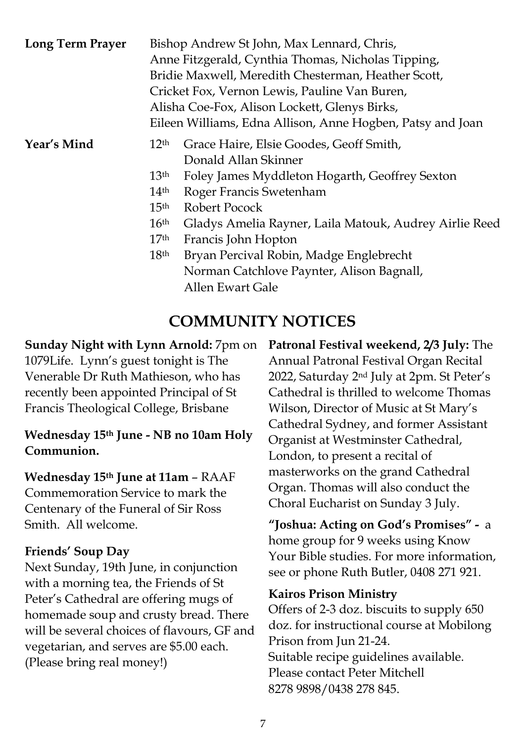**Long Term Prayer** Bishop Andrew St John, Max Lennard, Chris, Anne Fitzgerald, Cynthia Thomas, Nicholas Tipping, Bridie Maxwell, Meredith Chesterman, Heather Scott, Cricket Fox, Vernon Lewis, Pauline Van Buren, Alisha Coe-Fox, Alison Lockett, Glenys Birks, Eileen Williams, Edna Allison, Anne Hogben, Patsy and Joan

**Year's Mind**

- 12th Grace Haire, Elsie Goodes, Geoff Smith, Donald Allan Skinner
- 13th Foley James Myddleton Hogarth, Geoffrey Sexton
- 14th Roger Francis Swetenham
- 15th Robert Pocock
- 16th Gladys Amelia Rayner, Laila Matouk, Audrey Airlie Reed
- 17th Francis John Hopton
- 18th Bryan Percival Robin, Madge Englebrecht, Norman Catchlove Paynter, Alison Bagnall, Allen Ewart Gale

# COMMUNITY NOTICES

**Sunday Night with Lynn Arnold:** 7pm on 1079Life. Lynn's guest tonight is The Venerable Dr Ruth Mathieson, who has recently been appointed Principal of St Francis Theological College, Brisbane

**Wednesday 15th June - NB no 10am Holy Communion.**

**Wednesday 15th June at 11am** – RAAF Commemoration Service to mark the Centenary of the Funeral of Sir Ross Smith. All welcome.

**Friends' Soup Day**
Next Sunday, 19th June, in conjunction with a morning tea, the Friends of St Peter's Cathedral are offering mugs of homemade soup and crusty bread. There will be several choices of flavours, GF and vegetarian, and serves are $5.00 each. (Please bring real money!)

**Patronal Festival weekend, 2/3 July:** The Annual Patronal Festival Organ Recital 2022, Saturday 2nd July at 2pm. St Peter's Cathedral is thrilled to welcome Thomas Wilson, Director of Music at St Mary's Cathedral Sydney, and former Assistant Organist at Westminster Cathedral, London, to present a recital of masterworks on the grand Cathedral Organ. Thomas will also conduct the Choral Eucharist on Sunday 3 July.

**"Joshua: Acting on God's Promises" -** a home group for 9 weeks using Know Your Bible studies. For more information, see or phone Ruth Butler, 0408 271 921.

**Kairos Prison Ministry**
Offers of 2-3 doz. biscuits to supply 650 doz. for instructional course at Mobilong Prison from Jun 21-24.
Suitable recipe guidelines available.
Please contact Peter Mitchell
8278 9898/0438 278 845.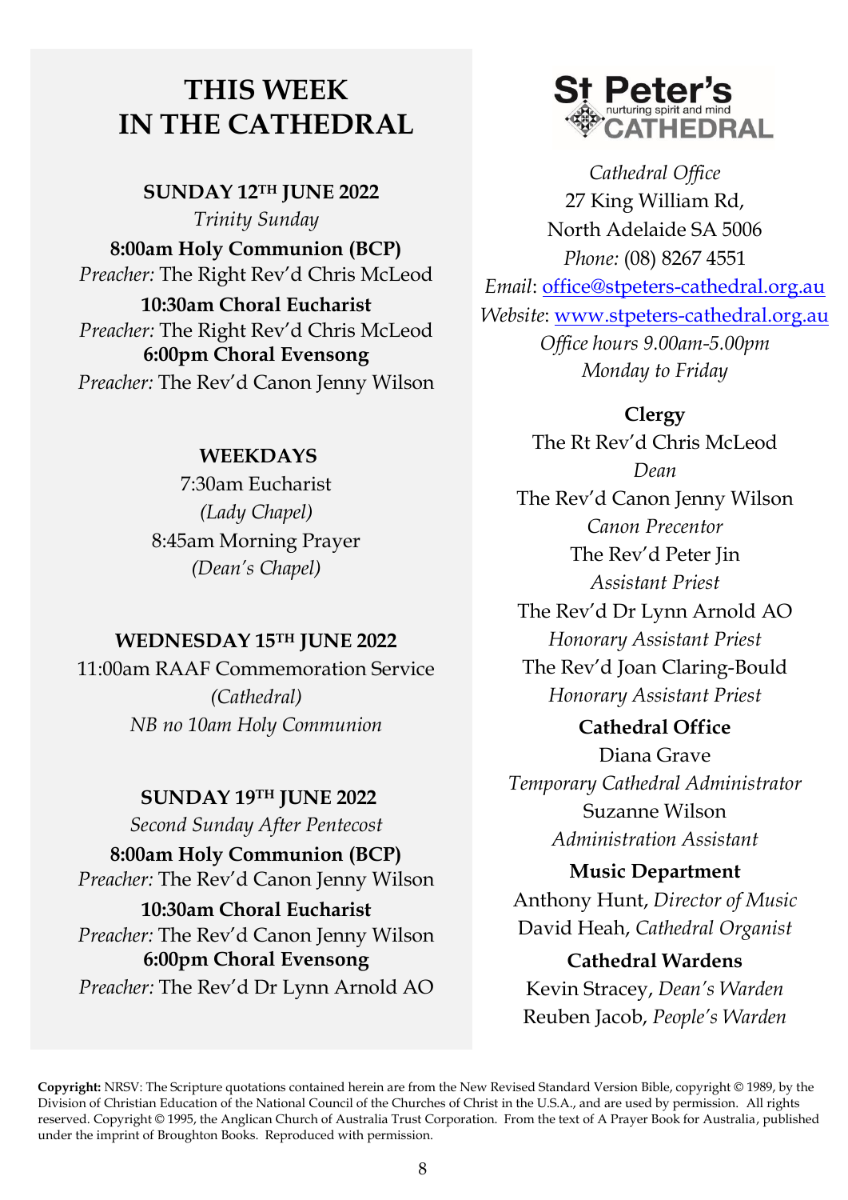# THIS WEEK IN THE CATHEDRAL

**SUNDAY 12TH JUNE 2022**

*Trinity Sunday*

**8:00am Holy Communion (BCP)**

*Preacher:* The Right Rev'd Chris McLeod

**10:30am Choral Eucharist**

*Preacher:* The Right Rev'd Chris McLeod

**6:00pm Choral Evensong**

*Preacher:* The Rev'd Canon Jenny Wilson

**WEEKDAYS**

7:30am Eucharist

*(Lady Chapel)*

8:45am Morning Prayer

*(Dean's Chapel)*

**WEDNESDAY 15TH JUNE 2022**

11:00am RAAF Commemoration Service

*(Cathedral)*

*NB no 10am Holy Communion*

**SUNDAY 19TH JUNE 2022**

*Second Sunday After Pentecost*

**8:00am Holy Communion (BCP)**

*Preacher:* The Rev'd Canon Jenny Wilson

**10:30am Choral Eucharist**

*Preacher:* The Rev'd Canon Jenny Wilson

**6:00pm Choral Evensong**

*Preacher:* The Rev'd Dr Lynn Arnold AO

St Peter's nurturing spirit and mind CATHEDRAL

*Cathedral Office*
27 King William Rd,
North Adelaide SA 5006
*Phone:* (08) 8267 4551
*Email*: office@stpeters-cathedral.org.au
*Website*: www.stpeters-cathedral.org.au
*Office hours 9.00am-5.00pm*
*Monday to Friday*

**Clergy**

The Rt Rev'd Chris McLeod
*Dean*
The Rev'd Canon Jenny Wilson
*Canon Precentor*
The Rev'd Peter Jin
*Assistant Priest*
The Rev'd Dr Lynn Arnold AO
*Honorary Assistant Priest*
The Rev'd Joan Claring-Bould
*Honorary Assistant Priest*

**Cathedral Office**

Diana Grave
*Temporary Cathedral Administrator*
Suzanne Wilson
*Administration Assistant*

**Music Department**

Anthony Hunt, *Director of Music*
David Heah, *Cathedral Organist*

**Cathedral Wardens**

Kevin Stracey, *Dean's Warden*
Reuben Jacob, *People's Warden*

**Copyright:** NRSV: The Scripture quotations contained herein are from the New Revised Standard Version Bible, copyright © 1989, by the Division of Christian Education of the National Council of the Churches of Christ in the U.S.A., and are used by permission. All rights reserved. Copyright © 1995, the Anglican Church of Australia Trust Corporation. From the text of A Prayer Book for Australia, published under the imprint of Broughton Books. Reproduced with permission.